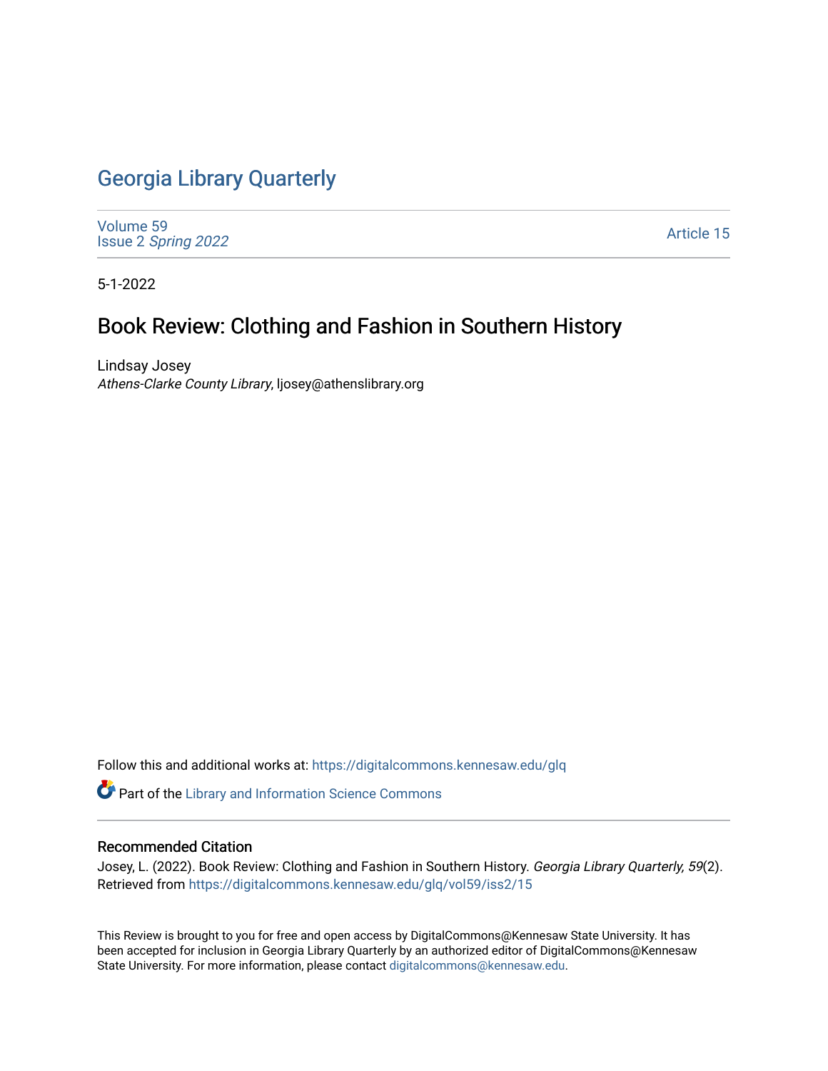# Georgia Library Quarterly

Volume 59
Issue 2 *Spring 2022*

Article 15

5-1-2022

## Book Review: Clothing and Fashion in Southern History

Lindsay Josey
*Athens-Clarke County Library*, ljosey@athenslibrary.org

Follow this and additional works at: https://digitalcommons.kennesaw.edu/glq

Part of the Library and Information Science Commons

### Recommended Citation

Josey, L. (2022). Book Review: Clothing and Fashion in Southern History. *Georgia Library Quarterly, 59*(2). Retrieved from https://digitalcommons.kennesaw.edu/glq/vol59/iss2/15

This Review is brought to you for free and open access by DigitalCommons@Kennesaw State University. It has been accepted for inclusion in Georgia Library Quarterly by an authorized editor of DigitalCommons@Kennesaw State University. For more information, please contact digitalcommons@kennesaw.edu.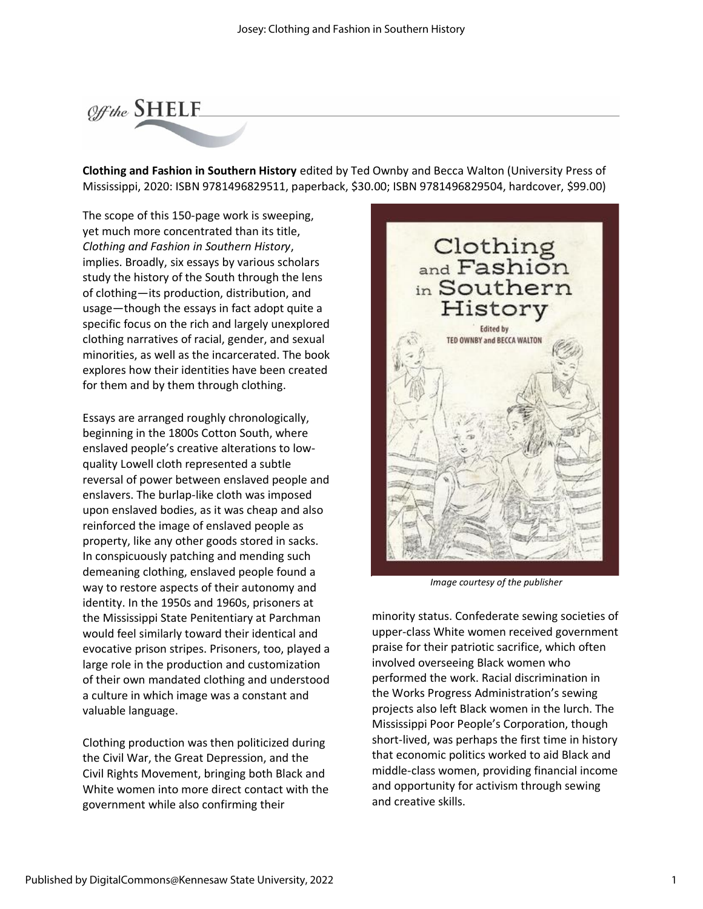*Off the* **SHELF**

**Clothing and Fashion in Southern History** edited by Ted Ownby and Becca Walton (University Press of Mississippi, 2020: ISBN 9781496829511, paperback, $30.00; ISBN 9781496829504, hardcover, $99.00)

The scope of this 150-page work is sweeping, yet much more concentrated than its title, *Clothing and Fashion in Southern History*, implies. Broadly, six essays by various scholars study the history of the South through the lens of clothing—its production, distribution, and usage—though the essays in fact adopt quite a specific focus on the rich and largely unexplored clothing narratives of racial, gender, and sexual minorities, as well as the incarcerated. The book explores how their identities have been created for them and by them through clothing.

Essays are arranged roughly chronologically, beginning in the 1800s Cotton South, where enslaved people's creative alterations to low-quality Lowell cloth represented a subtle reversal of power between enslaved people and enslavers. The burlap-like cloth was imposed upon enslaved bodies, as it was cheap and also reinforced the image of enslaved people as property, like any other goods stored in sacks. In conspicuously patching and mending such demeaning clothing, enslaved people found a way to restore aspects of their autonomy and identity. In the 1950s and 1960s, prisoners at the Mississippi State Penitentiary at Parchman would feel similarly toward their identical and evocative prison stripes. Prisoners, too, played a large role in the production and customization of their own mandated clothing and understood a culture in which image was a constant and valuable language.

Clothing production was then politicized during the Civil War, the Great Depression, and the Civil Rights Movement, bringing both Black and White women into more direct contact with the government while also confirming their minority status. Confederate sewing societies of upper-class White women received government praise for their patriotic sacrifice, which often involved overseeing Black women who performed the work. Racial discrimination in the Works Progress Administration's sewing projects also left Black women in the lurch. The Mississippi Poor People's Corporation, though short-lived, was perhaps the first time in history that economic politics worked to aid Black and middle-class women, providing financial income and opportunity for activism through sewing and creative skills.

*Image courtesy of the publisher*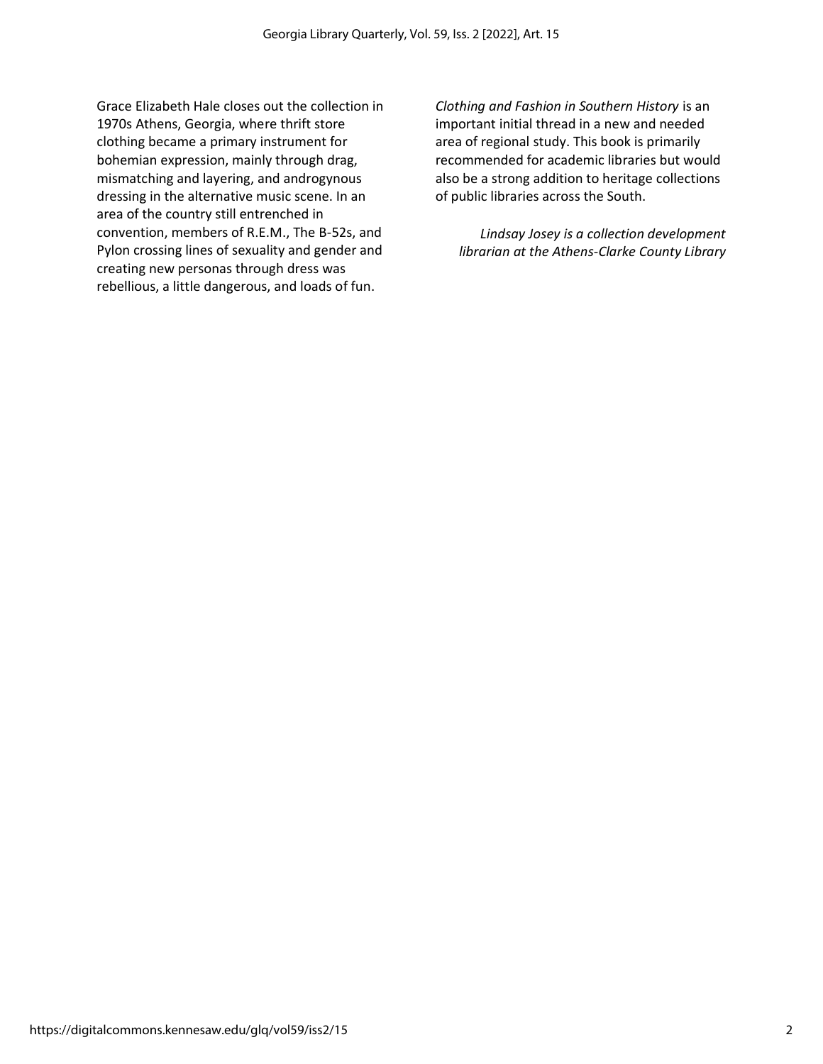Grace Elizabeth Hale closes out the collection in 1970s Athens, Georgia, where thrift store clothing became a primary instrument for bohemian expression, mainly through drag, mismatching and layering, and androgynous dressing in the alternative music scene. In an area of the country still entrenched in convention, members of R.E.M., The B-52s, and Pylon crossing lines of sexuality and gender and creating new personas through dress was rebellious, a little dangerous, and loads of fun.

*Clothing and Fashion in Southern History* is an important initial thread in a new and needed area of regional study. This book is primarily recommended for academic libraries but would also be a strong addition to heritage collections of public libraries across the South.

*Lindsay Josey is a collection development librarian at the Athens-Clarke County Library*